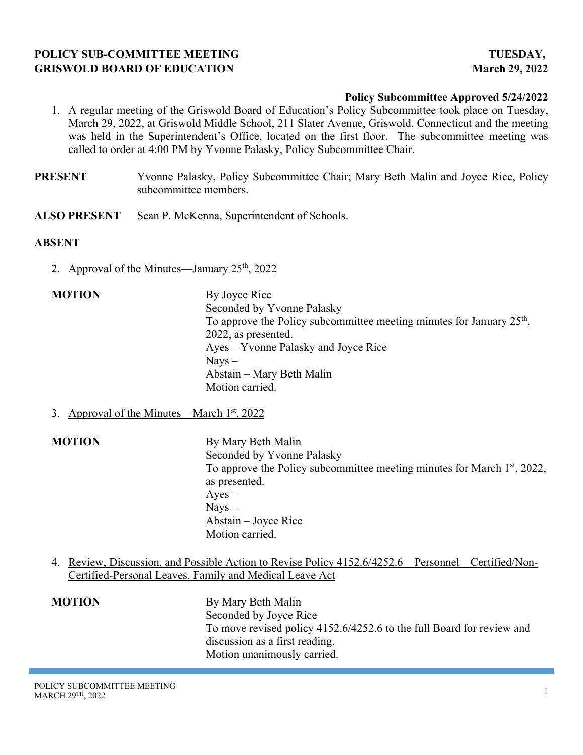**POLICY SUB-COMMITTEE MEETING** **TUESDAY,**
**GRISWOLD BOARD OF EDUCATION** **March 29, 2022**

**Policy Subcommittee Approved 5/24/2022**

1. A regular meeting of the Griswold Board of Education's Policy Subcommittee took place on Tuesday, March 29, 2022, at Griswold Middle School, 211 Slater Avenue, Griswold, Connecticut and the meeting was held in the Superintendent's Office, located on the first floor. The subcommittee meeting was called to order at 4:00 PM by Yvonne Palasky, Policy Subcommittee Chair.

**PRESENT** Yvonne Palasky, Policy Subcommittee Chair; Mary Beth Malin and Joyce Rice, Policy subcommittee members.

**ALSO PRESENT** Sean P. McKenna, Superintendent of Schools.

**ABSENT**

2. Approval of the Minutes—January 25th, 2022

**MOTION**
By Joyce Rice
Seconded by Yvonne Palasky
To approve the Policy subcommittee meeting minutes for January 25th, 2022, as presented.
Ayes – Yvonne Palasky and Joyce Rice
Nays –
Abstain – Mary Beth Malin
Motion carried.

3. Approval of the Minutes—March 1st, 2022

**MOTION**
By Mary Beth Malin
Seconded by Yvonne Palasky
To approve the Policy subcommittee meeting minutes for March 1st, 2022, as presented.
Ayes –
Nays –
Abstain – Joyce Rice
Motion carried.

4. Review, Discussion, and Possible Action to Revise Policy 4152.6/4252.6—Personnel—Certified/Non-Certified-Personal Leaves, Family and Medical Leave Act

**MOTION**
By Mary Beth Malin
Seconded by Joyce Rice
To move revised policy 4152.6/4252.6 to the full Board for review and discussion as a first reading.
Motion unanimously carried.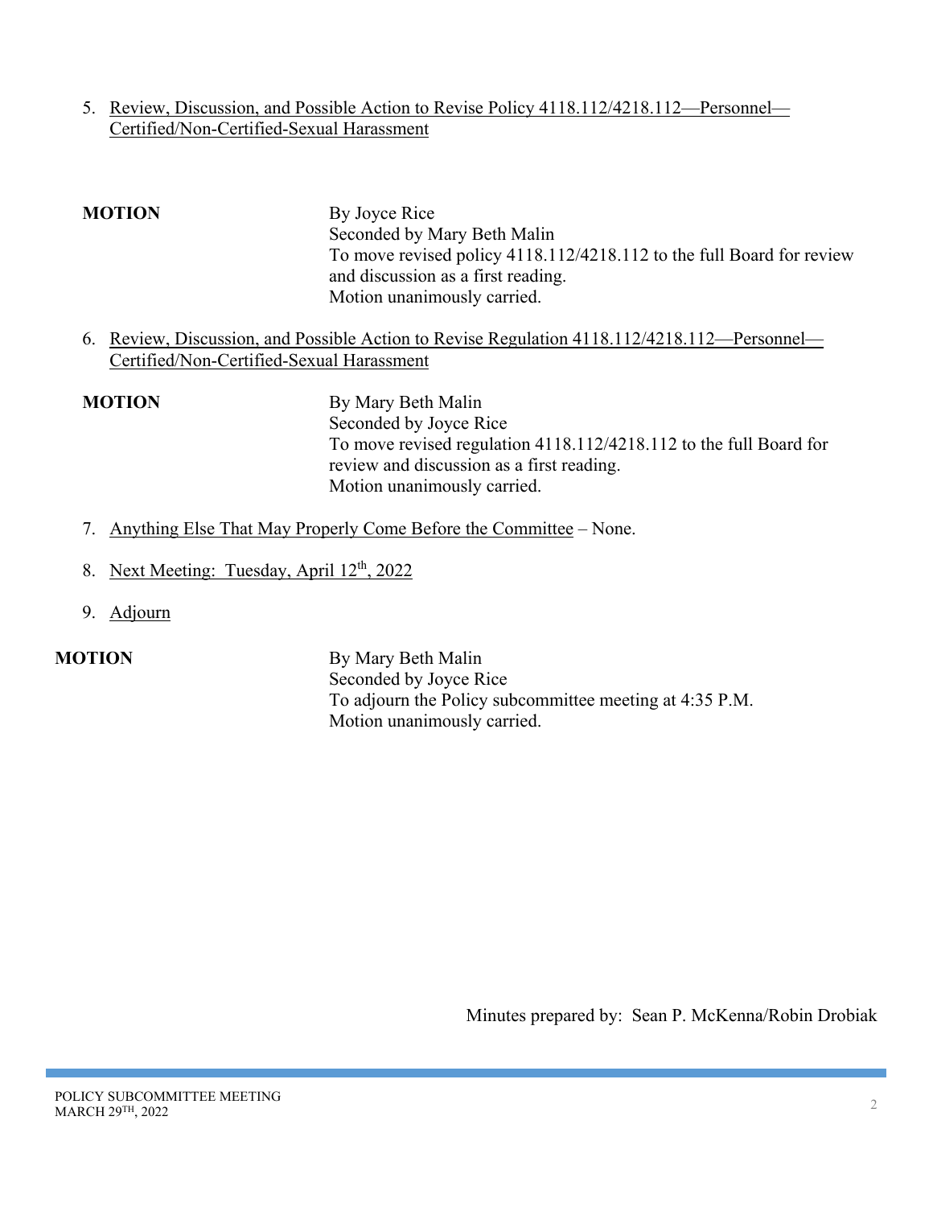5. <u>Review, Discussion, and Possible Action to Revise Policy 4118.112/4218.112—Personnel—Certified/Non-Certified-Sexual Harassment</u>

**MOTION**

By Joyce Rice
Seconded by Mary Beth Malin
To move revised policy 4118.112/4218.112 to the full Board for review and discussion as a first reading.
Motion unanimously carried.

6. <u>Review, Discussion, and Possible Action to Revise Regulation 4118.112/4218.112—Personnel—Certified/Non-Certified-Sexual Harassment</u>

**MOTION**

By Mary Beth Malin
Seconded by Joyce Rice
To move revised regulation 4118.112/4218.112 to the full Board for review and discussion as a first reading.
Motion unanimously carried.

7. <u>Anything Else That May Properly Come Before the Committee</u> – None.

8. <u>Next Meeting: Tuesday, April 12th, 2022</u>

9. <u>Adjourn</u>

**MOTION**

By Mary Beth Malin
Seconded by Joyce Rice
To adjourn the Policy subcommittee meeting at 4:35 P.M.
Motion unanimously carried.

Minutes prepared by: Sean P. McKenna/Robin Drobiak